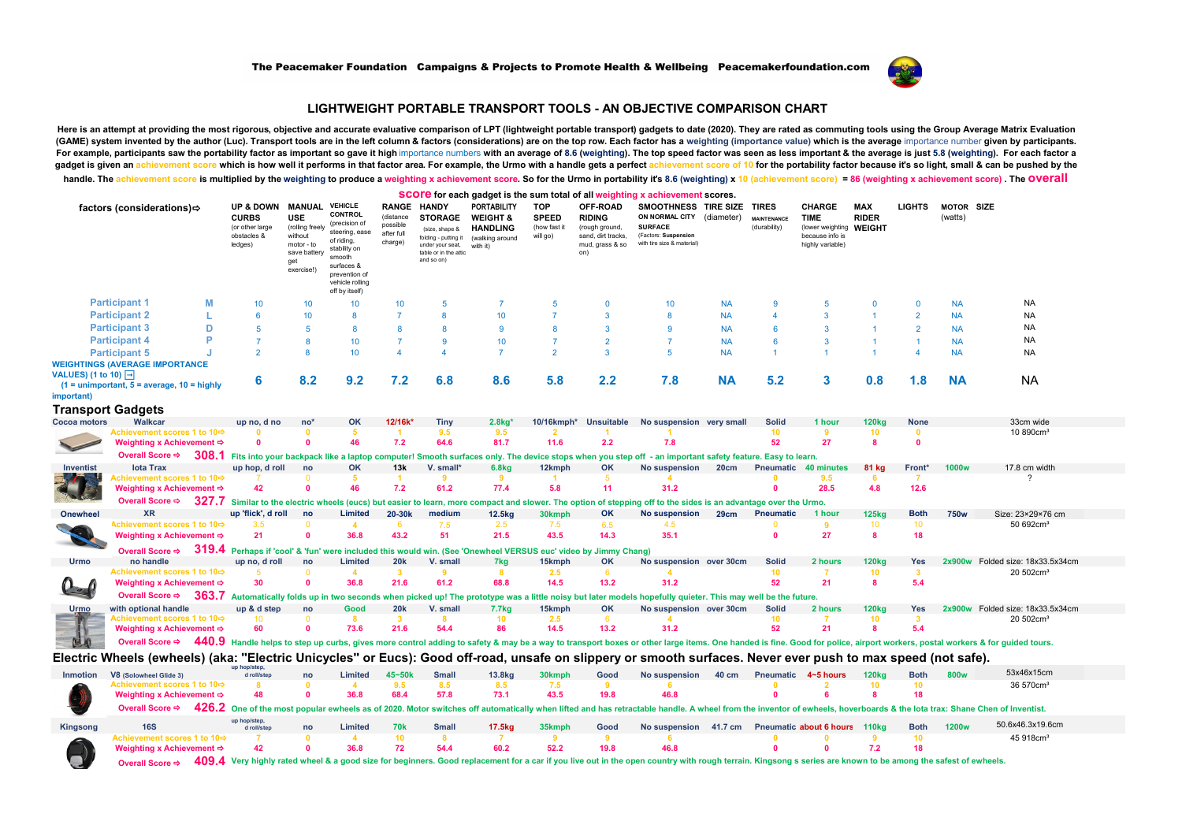The Peacemaker Foundation  Campaigns & Projects to Promote Health & Wellbeing  Peacemakerfoundation.com

# LIGHTWEIGHT PORTABLE TRANSPORT TOOLS - AN OBJECTIVE COMPARISON CHART

Here is an attempt at providing the most rigorous, objective and accurate evaluative comparison of LPT (lightweight portable transport) gadgets to date (2020). They are rated as commuting tools using the Group Average Matrix Evaluation (GAME) system invented by the author (Luc). Transport tools are in the left column & factors (considerations) are on the top row. Each factor has a weighting (importance value) which is the average importance number given by participants. For example, participants saw the portability factor as important so gave it high importance numbers with an average of 8.6 (weighting). The top speed factor was seen as less important & the average is just 5.8 (weighting). For each factor a gadget is given an achievement score which is how well it performs in that factor area. For example, the Urmo with a handle gets a perfect achievement score of 10 for the portability factor because it's so light, small & can be pushed by the handle. The achievement score is multiplied by the weighting to produce a weighting x achievement score. So for the Urmo in portability it's 8.6 (weighting) x 10 (achievement score) = 86 (weighting x achievement score). The **overall score** for each gadget is the sum total of all weighting x achievement scores.

| factors (considerations)⇨ | | UP & DOWN CURBS (or other large obstacles & ledges) | MANUAL USE (rolling freely without motor - to save battery get exercise!) | VEHICLE CONTROL (precision of steering, ease of riding, stability on smooth surfaces & prevention of vehicle rolling off by itself) | RANGE (distance possible after full charge) | HANDY STORAGE (size, shape & folding - putting it under your seat, table or in the attic and so on) | PORTABILITY WEIGHT & HANDLING (walking around with it) | TOP SPEED (how fast it will go) | OFF-ROAD RIDING (rough ground, sand, dirt tracks, mud, grass & so on) | SMOOTHNESS ON NORMAL CITY SURFACE (Factors: Suspension with tire size & material) | TIRE SIZE (diameter) | TIRES MAINTENANCE (durability) | CHARGE TIME (lower weighting because info is highly variable) | MAX RIDER WEIGHT | LIGHTS | MOTOR (watts) | SIZE |
|---|---|---|---|---|---|---|---|---|---|---|---|---|---|---|---|---|---|
| Participant 1 | M | 10 | 10 | 10 | 10 | 5 | 7 | 5 | 0 | 10 | NA | 9 | 5 | 0 | 0 | NA | NA |
| Participant 2 | L | 6 | 10 | 8 | 7 | 8 | 10 | 7 | 3 | 8 | NA | 4 | 3 | 1 | 2 | NA | NA |
| Participant 3 | D | 5 | 5 | 8 | 8 | 8 | 9 | 8 | 3 | 9 | NA | 6 | 3 | 1 | 2 | NA | NA |
| Participant 4 | P | 7 | 8 | 10 | 7 | 9 | 10 | 7 | 2 | 7 | NA | 6 | 3 | 1 | 1 | NA | NA |
| Participant 5 | J | 2 | 8 | 10 | 4 | 4 | 7 | 2 | 3 | 5 | NA | 1 | 1 | 1 | 4 | NA | NA |
| WEIGHTINGS (AVERAGE IMPORTANCE VALUES) (1 to 10) (1 = unimportant, 5 = average, 10 = highly important) | | 6 | 8.2 | 9.2 | 7.2 | 6.8 | 8.6 | 5.8 | 2.2 | 7.8 | NA | 5.2 | 3 | 0.8 | 1.8 | NA | NA |

## Transport Gadgets

| Brand | Model | UP & DOWN CURBS | MANUAL USE | VEHICLE CONTROL | RANGE | HANDY STORAGE | PORTABILITY | TOP SPEED | OFF-ROAD | SMOOTHNESS | TIRE SIZE | TIRES | CHARGE TIME | MAX RIDER WEIGHT | LIGHTS | MOTOR | SIZE |
|---|---|---|---|---|---|---|---|---|---|---|---|---|---|---|---|---|---|
| Cocoa motors | Walkcar | up no, d no | no* | OK | 12/16k* | Tiny | 2.8kg* | 10/16kmph* | Unsuitable | No suspension | very small | Solid | 1 hour | 120kg | None | | 33cm wide 10 890cm³ |
| | Achievement scores 1 to 10⇨ | 0 | 0 | 5 | 1 | 9.5 | 9.5 | 2 | 1 | 1 | | 10 | 9 | 10 | 0 | | |
| | Weighting x Achievement ⇨ | 0 | 0 | 46 | 7.2 | 64.6 | 81.7 | 11.6 | 2.2 | 7.8 | | 52 | 27 | 8 | 0 | | |
| | Overall Score ⇨ **308.1** | Fits into your backpack like a laptop computer! Smooth surfaces only. The device stops when you step off - an important safety feature. Easy to learn. | | | | | | | | | | | | | | | |
| Inventist | Iota Trax | up hop, d roll | no | OK | 13k | V. small* | 6.8kg | 12kmph | OK | No suspension | 20cm | Pneumatic | 40 minutes | 81 kg | Front* | 1000w | 17.8 cm width ? |
| | Achievement scores 1 to 10⇨ | 7 | 0 | 5 | 1 | 9 | 9 | 1 | 5 | 4 | | 0 | 9.5 | 6 | 7 | | |
| | Weighting x Achievement ⇨ | 42 | 0 | 46 | 7.2 | 61.2 | 77.4 | 5.8 | 11 | 31.2 | | 0 | 28.5 | 4.8 | 12.6 | | |
| | Overall Score ⇨ **327.7** | Similar to the electric wheels (eucs) but easier to learn, more compact and slower. The option of stepping off to the sides is an advantage over the Urmo. | | | | | | | | | | | | | | | |
| Onewheel | XR | up 'flick', d roll | no | Limited | 20-30k | medium | 12.5kg | 30kmph | OK | No suspension | 29cm | Pneumatic | 1 hour | 120kg | Both | 750w | Size: 23×29×76 cm 50 692cm³ |
| | Achievement scores 1 to 10⇨ | 3.5 | 0 | 4 | 6 | 7.5 | 2.5 | 7.5 | 6.5 | 4.5 | | 0 | 9 | 10 | 10 | | |
| | Weighting x Achievement ⇨ | 21 | 0 | 36.8 | 43.2 | 51 | 21.5 | 43.5 | 14.3 | 35.1 | | 0 | 27 | 8 | 18 | | |
| | Overall Score ⇨ **319.4** | Perhaps if 'cool' & 'fun' were included this would win. (See 'Onewheel VERSUS euc' video by Jimmy Chang) | | | | | | | | | | | | | | | |
| Urmo | no handle | up no, d roll | no | Limited | 20k | V. small | 7kg | 15kmph | OK | No suspension | over 30cm | Solid | 2 hours | 120kg | Yes | 2x900w | Folded size: 18x33.5x34cm 20 502cm³ |
| | Achievement scores 1 to 10⇨ | 5 | 0 | 4 | 3 | 9 | 8 | 2.5 | 6 | 4 | | 10 | 7 | 10 | 3 | | |
| | Weighting x Achievement ⇨ | 30 | 0 | 36.8 | 21.6 | 61.2 | 68.8 | 14.5 | 13.2 | 31.2 | | 52 | 21 | 8 | 5.4 | | |
| | Overall Score ⇨ **363.7** | Automatically folds up in two seconds when picked up! The prototype was a little noisy but later models hopefully quieter. This may well be the future. | | | | | | | | | | | | | | | |
| Urmo | with optional handle | up & d step | no | Good | 20k | V. small | 7.7kg | 15kmph | OK | No suspension | over 30cm | Solid | 2 hours | 120kg | Yes | 2x900w | Folded size: 18x33.5x34cm 20 502cm³ |
| | Achievement scores 1 to 10⇨ | 10 | 0 | 8 | 3 | 8 | 10 | 2.5 | 6 | 4 | | 10 | 7 | 10 | 3 | | |
| | Weighting x Achievement ⇨ | 60 | 0 | 73.6 | 21.6 | 54.4 | 86 | 14.5 | 13.2 | 31.2 | | 52 | 21 | 8 | 5.4 | | |
| | Overall Score ⇨ **440.9** | Handle helps to step up curbs, gives more control adding to safety & may be a way to transport boxes or other large items. One handed is fine. Good for police, airport workers, postal workers & for guided tours. | | | | | | | | | | | | | | | |

## Electric Wheels (ewheels) (aka: "Electric Unicycles" or Eucs): Good off-road, unsafe on slippery or smooth surfaces. Never ever push to max speed (not safe).

| Brand | Model | UP & DOWN CURBS | MANUAL USE | VEHICLE CONTROL | RANGE | HANDY STORAGE | PORTABILITY | TOP SPEED | OFF-ROAD | SMOOTHNESS | TIRE SIZE | TIRES | CHARGE TIME | MAX RIDER WEIGHT | LIGHTS | MOTOR | SIZE |
|---|---|---|---|---|---|---|---|---|---|---|---|---|---|---|---|---|---|
| Inmotion | V8 (Solowheel Glide 3) | up hop/step, d roll/step | no | Limited | 45~50k | Small | 13.8kg | 30kmph | Good | No suspension | 40 cm | Pneumatic | 4~5 hours | 120kg | Both | 800w | 53x46x15cm 36 570cm³ |
| | Achievement scores 1 to 10⇨ | 8 | 0 | 4 | 9.5 | 8.5 | 8.5 | 7.5 | 9 | 6 | | 0 | 2 | 10 | 10 | | |
| | Weighting x Achievement ⇨ | 48 | 0 | 36.8 | 68.4 | 57.8 | 73.1 | 43.5 | 19.8 | 46.8 | | 0 | 6 | 8 | 18 | | |
| | Overall Score ⇨ **426.2** | One of the most popular ewheels as of 2020. Motor switches off automatically when lifted and has retractable handle. A wheel from the inventor of ewheels, hoverboards & the Iota trax: Shane Chen of Inventist. | | | | | | | | | | | | | | | |
| Kingsong | 16S | up hop/step, d roll/step | no | Limited | 70k | Small | 17.5kg | 35kmph | Good | No suspension | 41.7 cm | Pneumatic | about 6 hours | 110kg | Both | 1200w | 50.6x46.3x19.6cm 45 918cm³ |
| | Achievement scores 1 to 10⇨ | 7 | 0 | 4 | 10 | 8 | 7 | 9 | 9 | 6 | | 0 | 0 | 9 | 10 | | |
| | Weighting x Achievement ⇨ | 42 | 0 | 36.8 | 72 | 54.4 | 60.2 | 52.2 | 19.8 | 46.8 | | 0 | 0 | 7.2 | 18 | | |
| | Overall Score ⇨ **409.4** | Very highly rated wheel & a good size for beginners. Good replacement for a car if you live out in the open country with rough terrain. Kingsong s series are known to be among the safest of ewheels. | | | | | | | | | | | | | | | |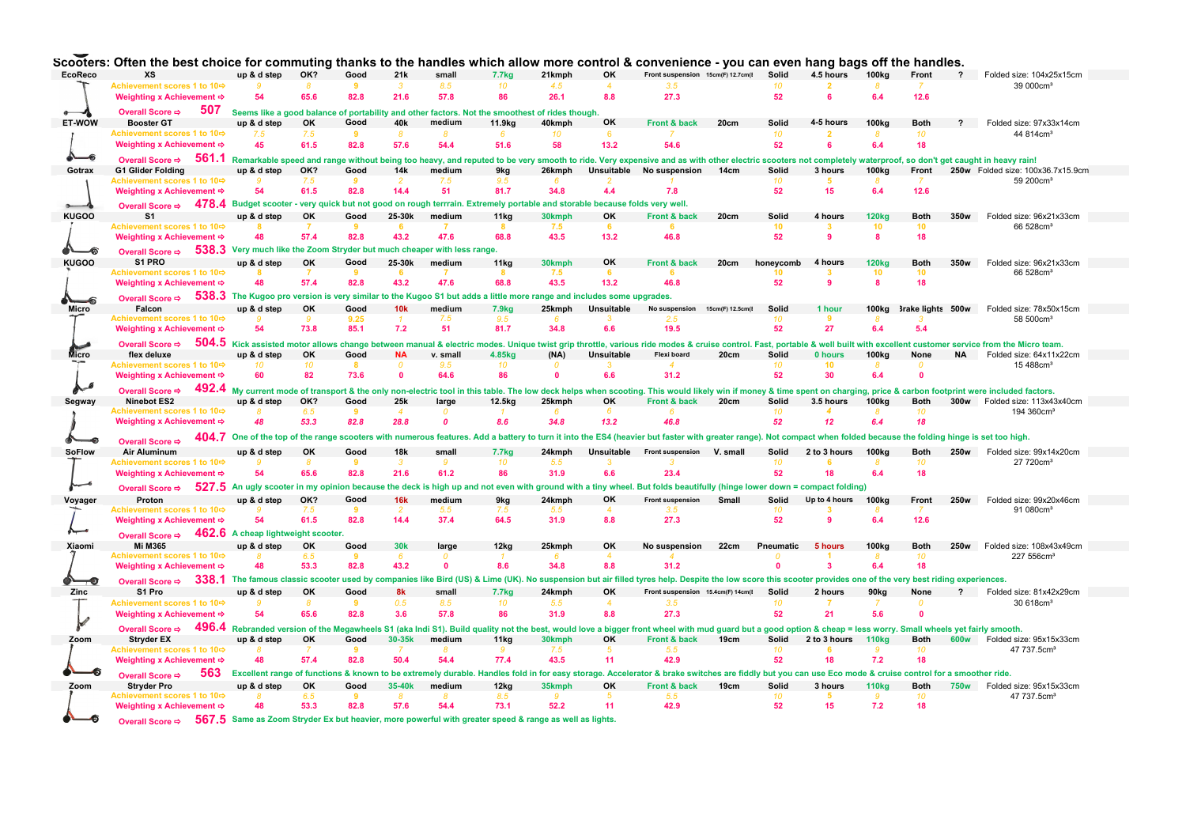## Scooters: Often the best choice for commuting thanks to the handles which allow more control & convenience - you can even hang bags off the handles.

| | | | | | | | | | | | | | | | | | |
|---|---|---|---|---|---|---|---|---|---|---|---|---|---|---|---|---|---|
| EcoReco | XS | up & d step | OK? | Good | 21k | small | 7.7kg | 21kmph | OK | Front suspension | 15cm(F) 12.7cm(I | Solid | 4.5 hours | 100kg | Front | ? | Folded size: 104x25x15cm 39 000cm³ |
| | Achievement scores 1 to 10⇨ | 9 | 8 | 9 | 3 | 8.5 | 10 | 4.5 | 4 | 3.5 | | 10 | 2 | 8 | 7 | | |
| | Weighting x Achievement ⇨ | 54 | 65.6 | 82.8 | 21.6 | 57.8 | 86 | 26.1 | 8.8 | 27.3 | | 52 | 6 | 6.4 | 12.6 | | |
| | Overall Score ⇨ | 507 | Seems like a good balance of portability and other factors. Not the smoothest of rides though. | | | | | | | | | | | | | | |
| ET-WOW | Booster GT | up & d step | OK | Good | 40k | medium | 11.9kg | 40kmph | OK | Front & back | 20cm | Solid | 4-5 hours | 100kg | Both | ? | Folded size: 97x33x14cm 44 814cm³ |
| | Achievement scores 1 to 10⇨ | 7.5 | 7.5 | 9 | 8 | 8 | 6 | 10 | 6 | 7 | | 10 | 2 | 8 | 10 | | |
| | Weighting x Achievement ⇨ | 45 | 61.5 | 82.8 | 57.6 | 54.4 | 51.6 | 58 | 13.2 | 54.6 | | 52 | 6 | 6.4 | 18 | | |
| | Overall Score ⇨ | 561.1 | Remarkable speed and range without being too heavy, and reputed to be very smooth to ride. Very expensive and as with other electric scooters not completely waterproof, so don't get caught in heavy rain! | | | | | | | | | | | | | | |
| Gotrax | G1 Glider Folding | up & d step | OK? | Good | 14k | medium | 9kg | 26kmph | Unsuitable | No suspension | 14cm | Solid | 3 hours | 100kg | Front | 250w | Folded size: 100x36.7x15.9cm 59 200cm³ |
| | Achievement scores 1 to 10⇨ | 9 | 7.5 | 9 | 2 | 7.5 | 9.5 | 6 | 2 | 1 | | 10 | 5 | 8 | 7 | | |
| | Weighting x Achievement ⇨ | 54 | 61.5 | 82.8 | 14.4 | 51 | 81.7 | 34.8 | 4.4 | 7.8 | | 52 | 15 | 6.4 | 12.6 | | |
| | Overall Score ⇨ | 478.4 | Budget scooter - very quick but not good on rough terrrain. Extremely portable and storable because folds very well. | | | | | | | | | | | | | | |
| KUGOO | S1 | up & d step | OK | Good | 25-30k | medium | 11kg | 30kmph | OK | Front & back | 20cm | Solid | 4 hours | 120kg | Both | 350w | Folded size: 96x21x33cm 66 528cm³ |
| | Achievement scores 1 to 10⇨ | 8 | 7 | 9 | 6 | 7 | 8 | 7.5 | 6 | 6 | | 10 | 3 | 10 | 10 | | |
| | Weighting x Achievement ⇨ | 48 | 57.4 | 82.8 | 43.2 | 47.6 | 68.8 | 43.5 | 13.2 | 46.8 | | 52 | 9 | 8 | 18 | | |
| | Overall Score ⇨ | 538.3 | Very much like the Zoom Stryder but much cheaper with less range. | | | | | | | | | | | | | | |
| KUGOO | S1 PRO | up & d step | OK | Good | 25-30k | medium | 11kg | 30kmph | OK | Front & back | 20cm | honeycomb | 4 hours | 120kg | Both | 350w | Folded size: 96x21x33cm 66 528cm³ |
| | Achievement scores 1 to 10⇨ | 8 | 7 | 9 | 6 | 7 | 8 | 7.5 | 6 | 6 | | 10 | 3 | 10 | 10 | | |
| | Weighting x Achievement ⇨ | 48 | 57.4 | 82.8 | 43.2 | 47.6 | 68.8 | 43.5 | 13.2 | 46.8 | | 52 | 9 | 8 | 18 | | |
| | Overall Score ⇨ | 538.3 | The Kugoo pro version is very similar to the Kugoo S1 but adds a little more range and includes some upgrades. | | | | | | | | | | | | | | |
| Micro | Falcon | up & d step | OK | Good | 10k | medium | 7.9kg | 25kmph | Unsuitable | No suspension | 15cm(F) 12.5cm(I | Solid | 1 hour | 100kg | 3rake lights | 500w | Folded size: 78x50x15cm 58 500cm³ |
| | Achievement scores 1 to 10⇨ | 9 | 9 | 9.25 | 1 | 7.5 | 9.5 | 6 | 3 | 2.5 | | 10 | 9 | 8 | 3 | | |
| | Weighting x Achievement ⇨ | 54 | 73.8 | 85.1 | 7.2 | 51 | 81.7 | 34.8 | 6.6 | 19.5 | | 52 | 27 | 6.4 | 5.4 | | |
| | Overall Score ⇨ | 504.5 | Kick assisted motor allows change between manual & electric modes. Unique twist grip throttle, various ride modes & cruise control. Fast, portable & well built with excellent customer service from the Micro team. | | | | | | | | | | | | | | |
| Micro | flex deluxe | up & d step | OK | Good | NA | v. small | 4.85kg | (NA) | Unsuitable | Flexi board | 20cm | Solid | 0 hours | 100kg | None | NA | Folded size: 64x11x22cm 15 488cm³ |
| | Achievement scores 1 to 10⇨ | 10 | 10 | 8 | 0 | 9.5 | 10 | 0 | 3 | 4 | | 10 | 10 | 8 | 0 | | |
| | Weighting x Achievement ⇨ | 60 | 82 | 73.6 | 0 | 64.6 | 86 | 0 | 6.6 | 31.2 | | 52 | 30 | 6.4 | 0 | | |
| | Overall Score ⇨ | 492.4 | My current mode of transport & the only non-electric tool in this table. The low deck helps when scooting. This would likely win if money & time spent on charging, price & carbon footprint were included factors. | | | | | | | | | | | | | | |
| Segway | Ninebot ES2 | up & d step | OK? | Good | 25k | large | 12.5kg | 25kmph | OK | Front & back | 20cm | Solid | 3.5 hours | 100kg | Both | 300w | Folded size: 113x43x40cm 194 360cm³ |
| | Achievement scores 1 to 10⇨ | 8 | 6.5 | 9 | 4 | 0 | 1 | 6 | 6 | 6 | | 10 | 4 | 8 | 10 | | |
| | Weighting x Achievement ⇨ | 48 | 53.3 | 82.8 | 28.8 | 0 | 8.6 | 34.8 | 13.2 | 46.8 | | 52 | 12 | 6.4 | 18 | | |
| | Overall Score ⇨ | 404.7 | One of the top of the range scooters with numerous features. Add a battery to turn it into the ES4 (heavier but faster with greater range). Not compact when folded because the folding hinge is set too high. | | | | | | | | | | | | | | |
| SoFlow | Air Aluminum | up & d step | OK | Good | 18k | small | 7.7kg | 24kmph | Unsuitable | Front suspension | V. small | Solid | 2 to 3 hours | 100kg | Both | 250w | Folded size: 99x14x20cm 27 720cm³ |
| | Achievement scores 1 to 10⇨ | 9 | 8 | 9 | 3 | 9 | 10 | 5.5 | 3 | 3 | | 10 | 6 | 8 | 10 | | |
| | Weighting x Achievement ⇨ | 54 | 65.6 | 82.8 | 21.6 | 61.2 | 86 | 31.9 | 6.6 | 23.4 | | 52 | 18 | 6.4 | 18 | | |
| | Overall Score ⇨ | 527.5 | An ugly scooter in my opinion because the deck is high up and not even with ground with a tiny wheel. But folds beautifully (hinge lower down = compact folding) | | | | | | | | | | | | | | |
| Voyager | Proton | up & d step | OK? | Good | 16k | medium | 9kg | 24kmph | OK | Front suspension | Small | Solid | Up to 4 hours | 100kg | Front | 250w | Folded size: 99x20x46cm 91 080cm³ |
| | Achievement scores 1 to 10⇨ | 9 | 7.5 | 9 | 2 | 5.5 | 7.5 | 5.5 | 4 | 3.5 | | 10 | 3 | 8 | 7 | | |
| | Weighting x Achievement ⇨ | 54 | 61.5 | 82.8 | 14.4 | 37.4 | 64.5 | 31.9 | 8.8 | 27.3 | | 52 | 9 | 6.4 | 12.6 | | |
| | Overall Score ⇨ | 462.6 | A cheap lightweight scooter. | | | | | | | | | | | | | | |
| Xiaomi | Mi M365 | up & d step | OK | Good | 30k | large | 12kg | 25kmph | OK | No suspension | 22cm | Pneumatic | 5 hours | 100kg | Both | 250w | Folded size: 108x43x49cm 227 556cm³ |
| | Achievement scores 1 to 10⇨ | 8 | 6.5 | 9 | 6 | 0 | 1 | 6 | 4 | 4 | | 0 | 1 | 8 | 10 | | |
| | Weighting x Achievement ⇨ | 48 | 53.3 | 82.8 | 43.2 | 0 | 8.6 | 34.8 | 8.8 | 31.2 | | 0 | 3 | 6.4 | 18 | | |
| | Overall Score ⇨ | 338.1 | The famous classic scooter used by companies like Bird (US) & Lime (UK). No suspension but air filled tyres help. Despite the low score this scooter provides one of the very best riding experiences. | | | | | | | | | | | | | | |
| Zinc | S1 Pro | up & d step | OK | Good | 8k | small | 7.7kg | 24kmph | OK | Front suspension | 15.4cm(F) 14cm(I | Solid | 2 hours | 90kg | None | ? | Folded size: 81x42x29cm 30 618cm³ |
| | Achievement scores 1 to 10⇨ | 9 | 8 | 9 | 0.5 | 8.5 | 10 | 5.5 | 4 | 3.5 | | 10 | 7 | 7 | 0 | | |
| | Weighting x Achievement ⇨ | 54 | 65.6 | 82.8 | 3.6 | 57.8 | 86 | 31.9 | 8.8 | 27.3 | | 52 | 21 | 5.6 | 0 | | |
| | Overall Score ⇨ | 496.4 | Rebranded version of the Megawheels S1 (aka Indi S1). Build quality not the best, would love a bigger front wheel with mud guard but a good option & cheap = less worry. Small wheels yet fairly smooth. | | | | | | | | | | | | | | |
| Zoom | Stryder EX | up & d step | OK | Good | 30-35k | medium | 11kg | 30kmph | OK | Front & back | 19cm | Solid | 2 to 3 hours | 110kg | Both | 600w | Folded size: 95x15x33cm 47 737.5cm³ |
| | Achievement scores 1 to 10⇨ | 8 | 7 | 9 | 7 | 8 | 9 | 7.5 | 5 | 5.5 | | 10 | 6 | 9 | 10 | | |
| | Weighting x Achievement ⇨ | 48 | 57.4 | 82.8 | 50.4 | 54.4 | 77.4 | 43.5 | 11 | 42.9 | | 52 | 18 | 7.2 | 18 | | |
| | Overall Score ⇨ | 563 | Excellent range of functions & known to be extremely durable. Handles fold in for easy storage. Accelerator & brake switches are fiddly but you can use Eco mode & cruise control for a smoother ride. | | | | | | | | | | | | | | |
| Zoom | Stryder Pro | up & d step | OK | Good | 35-40k | medium | 12kg | 35kmph | OK | Front & back | 19cm | Solid | 3 hours | 110kg | Both | 750w | Folded size: 95x15x33cm 47 737.5cm³ |
| | Achievement scores 1 to 10⇨ | 8 | 6.5 | 9 | 8 | 8 | 8.5 | 9 | 5 | 5.5 | | 10 | 5 | 9 | 10 | | |
| | Weighting x Achievement ⇨ | 48 | 53.3 | 82.8 | 57.6 | 54.4 | 73.1 | 52.2 | 11 | 42.9 | | 52 | 15 | 7.2 | 18 | | |
| | Overall Score ⇨ | 567.5 | Same as Zoom Stryder Ex but heavier, more powerful with greater speed & range as well as lights. | | | | | | | | | | | | | | |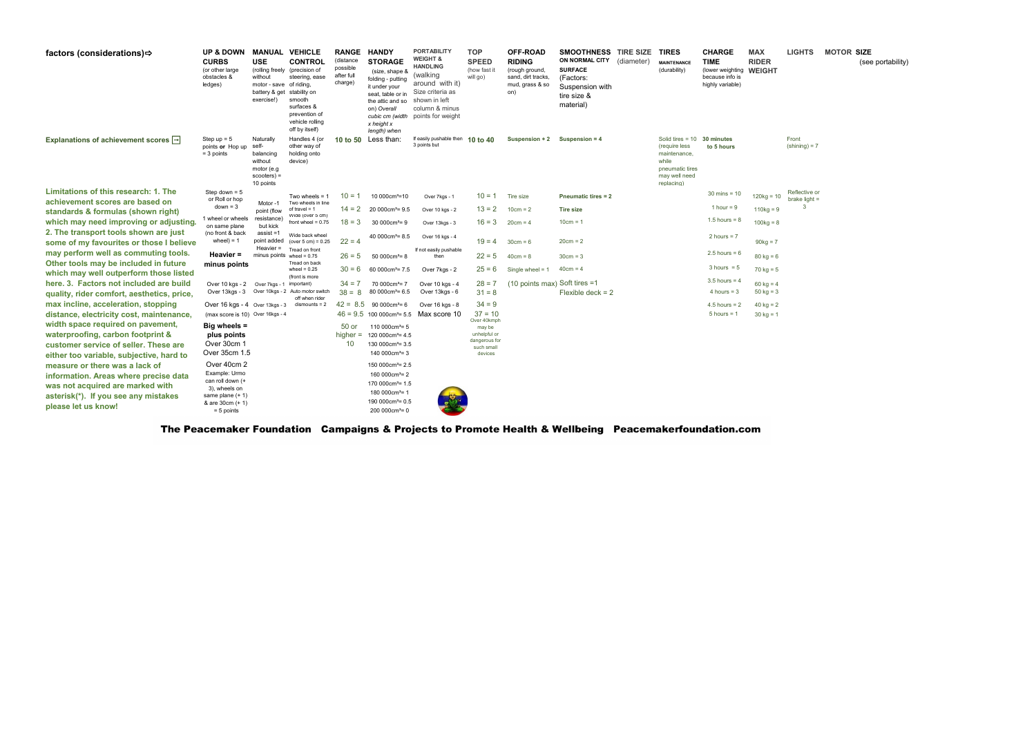| factors (considerations)⇨ | UP & DOWN CURBS (or other large obstacles & ledges) | MANUAL USE (rolling freely without motor - save battery & get exercise!) | VEHICLE CONTROL (precision of steering, ease of riding, stability on smooth surfaces & prevention of vehicle rolling off by itself) | RANGE (distance possible after full charge) | HANDY STORAGE (size, shape & folding - putting it under your seat, table or in the attic and so on) *Overall cubic cm (width x height x length) when* | PORTABILITY WEIGHT & HANDLING (walking around with it) Size criteria as shown in left column & minus points for weight | TOP SPEED (how fast it will go) | OFF-ROAD RIDING (rough ground, sand, dirt tracks, mud, grass & so on) | SMOOTHNESS ON NORMAL CITY SURFACE (Factors: Suspension with tire size & material) | TIRE SIZE (diameter) | TIRES MAINTENANCE (durability) | CHARGE TIME (lower weighting because info is highly variable) | MAX RIDER WEIGHT | LIGHTS | MOTOR | SIZE (see portability) |
|---|---|---|---|---|---|---|---|---|---|---|---|---|---|---|---|---|
| Explanations of achievement scores → | Step up = 5 points or Hop up = 3 points | Naturally self-balancing without motor (e.g scooters) = 10 points | Handles 4 (or other way of holding onto device) | 10 to 50 | Less than: | If easily pushable then 3 points but | 10 to 40 | Suspension + 2 | Suspension = 4 | | Solid tires = 10 (require less maintenance, while pneumatic tires may well need replacing) | 30 minutes to 5 hours | | Front (shining) = 7 | | |
| **Limitations of this research: 1. The achievement scores are based on standards & formulas (shown right) which may need improving or adjusting. 2. The transport tools shown are just some of my favourites or those I believe may perform well as commuting tools. Other tools may be included in future which may well outperform those listed here. 3. Factors not included are build quality, rider comfort, aesthetics, price, max incline, acceleration, stopping distance, electricity cost, maintenance, width space required on pavement, waterproofing, carbon footprint & customer service of seller. These are either too variable, subjective, hard to measure or there was a lack of information. Areas where precise data was not acquired are marked with asterisk(*). If you see any mistakes please let us know!** | Step down = 5 or Roll or hop down = 3<br>1 wheel or wheels on same plane (no front & back wheel) = 1<br>**Heavier = minus points**<br>Over 10 kgs - 2<br>Over 13kgs - 3<br>Over 16 kgs - 4<br>(max score is 10)<br>**Big wheels = plus points**<br>Over 30cm 1<br>Over 35cm 1.5<br>Over 40cm 2<br>Example: Urmo can roll down (+ 3), wheels on same plane (+ 1) & are 30cm (+ 1) = 5 points | Motor -1 point (flow resistance) but kick assist =1 point added<br>Heavier = minus points<br>Over 7kgs - 1<br>Over 10kgs - 2<br>Over 13kgs - 3<br>Over 16kgs - 4 | Two wheels = 1<br>Two wheels in line of travel = 1<br>Wide (over 5 cm) front wheel = 0.75<br>Wide back wheel (over 5 cm) = 0.25<br>Tread on front wheel = 0.75<br>Tread on back wheel = 0.25 (front is more important)<br>Auto motor switch off when rider dismounts = 2 | 10 = 1<br>14 = 2<br>18 = 3<br>22 = 4<br>26 = 5<br>30 = 6<br>34 = 7<br>38 = 8<br>42 = 8.5<br>46 = 9.5<br>50 or higher = 10 | 10 000cm³=10<br>20 000cm³= 9.5<br>30 000cm³= 9<br>40 000cm³= 8.5<br>50 000cm³= 8<br>60 000cm³= 7.5<br>70 000cm³= 7<br>80 000cm³= 6.5<br>90 000cm³= 6<br>100 000cm³= 5.5<br>110 000cm³= 5<br>120 000cm³= 4.5<br>130 000cm³= 3.5<br>140 000cm³= 3<br>150 000cm³= 2.5<br>160 000cm³= 2<br>170 000cm³= 1.5<br>180 000cm³= 1<br>190 000cm³= 0.5<br>200 000cm³= 0 | Over 7kgs - 1<br>Over 10 kgs - 2<br>Over 13kgs - 3<br>Over 16 kgs - 4<br>If not easily pushable then<br>Over 7kgs - 2<br>Over 10 kgs - 4<br>Over 13kgs - 6<br>Over 16 kgs - 8<br>Max score 10 | 10 = 1<br>13 = 2<br>16 = 3<br>19 = 4<br>22 = 5<br>25 = 6<br>28 = 7<br>31 = 8<br>34 = 9<br>37 = 10<br>Over 40kmph may be unhelpful or dangerous for such small devices | Tire size<br>10cm = 2<br>20cm = 4<br>30cm = 6<br>40cm = 8<br>Single wheel = 1<br>(10 points max) | Pneumatic tires = 2<br>Tire size<br>10cm = 1<br>20cm = 2<br>30cm = 3<br>40cm = 4<br>Soft tires =1<br>Flexible deck = 2 | | | 30 mins = 10<br>1 hour = 9<br>1.5 hours = 8<br>2 hours = 7<br>2.5 hours = 6<br>3 hours = 5<br>3.5 hours = 4<br>4 hours = 3<br>4.5 hours = 2<br>5 hours = 1 | 120kg = 10<br>110kg = 9<br>100kg = 8<br>90kg = 7<br>80 kg = 6<br>70 kg = 5<br>60 kg = 4<br>50 kg = 3<br>40 kg = 2<br>30 kg = 1 | Reflective or brake light = 3 | | |

**The Peacemaker Foundation Campaigns & Projects to Promote Health & Wellbeing Peacemakerfoundation.com**